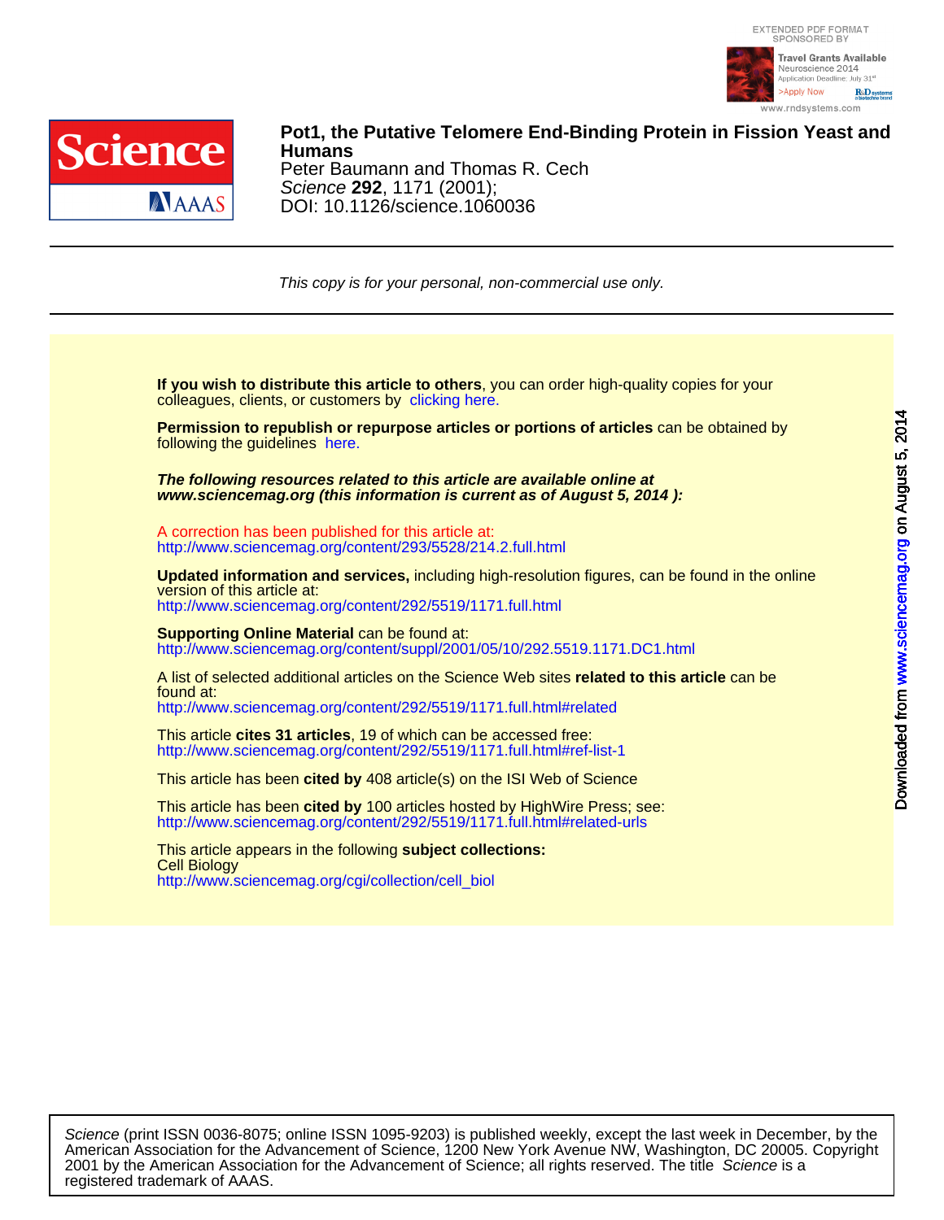# Pot1, the Putative Telomere End-Binding Protein in Fission Yeast and Humans

Peter Baumann and Thomas R. Cech

*Science* **292**, 1171 (2001);

DOI: 10.1126/science.1060036

*This copy is for your personal, non-commercial use only.*

**If you wish to distribute this article to others**, you can order high-quality copies for your colleagues, clients, or customers by clicking here.

**Permission to republish or repurpose articles or portions of articles** can be obtained by following the guidelines here.

***The following resources related to this article are available online at www.sciencemag.org (this information is current as of August 5, 2014 ):***

A correction has been published for this article at:
http://www.sciencemag.org/content/293/5528/214.2.full.html

**Updated information and services,** including high-resolution figures, can be found in the online version of this article at:
http://www.sciencemag.org/content/292/5519/1171.full.html

**Supporting Online Material** can be found at:
http://www.sciencemag.org/content/suppl/2001/05/10/292.5519.1171.DC1.html

A list of selected additional articles on the Science Web sites **related to this article** can be found at:
http://www.sciencemag.org/content/292/5519/1171.full.html#related

This article **cites 31 articles**, 19 of which can be accessed free:
http://www.sciencemag.org/content/292/5519/1171.full.html#ref-list-1

This article has been **cited by** 408 article(s) on the ISI Web of Science

This article has been **cited by** 100 articles hosted by HighWire Press; see:
http://www.sciencemag.org/content/292/5519/1171.full.html#related-urls

This article appears in the following **subject collections:**
Cell Biology
http://www.sciencemag.org/cgi/collection/cell_biol

*Science* (print ISSN 0036-8075; online ISSN 1095-9203) is published weekly, except the last week in December, by the American Association for the Advancement of Science, 1200 New York Avenue NW, Washington, DC 20005. Copyright 2001 by the American Association for the Advancement of Science; all rights reserved. The title *Science* is a registered trademark of AAAS.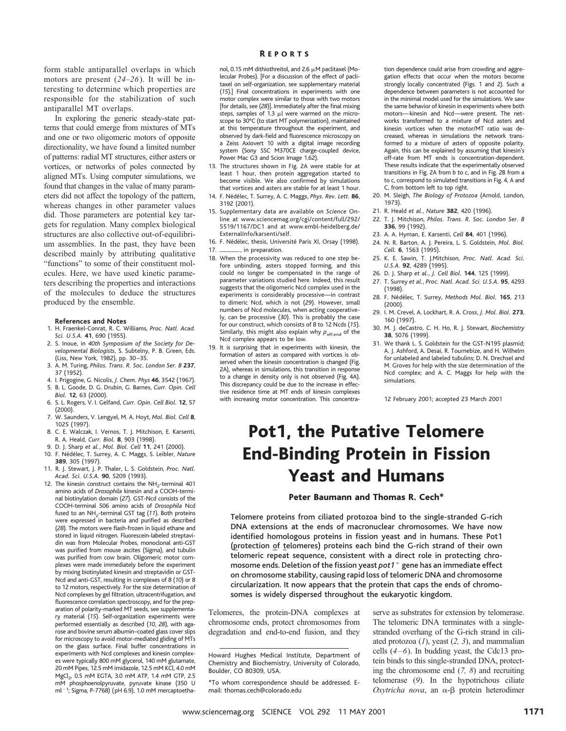form stable antiparallel overlaps in which motors are present (*24–26*). It will be interesting to determine which properties are responsible for the stabilization of such antiparallel MT overlaps.

In exploring the generic steady-state patterns that could emerge from mixtures of MTs and one or two oligomeric motors of opposite directionality, we have found a limited number of patterns: radial MT structures, either asters or vortices, or networks of poles connected by aligned MTs. Using computer simulations, we found that changes in the value of many parameters did not affect the topology of the pattern, whereas changes in other parameter values did. Those parameters are potential key targets for regulation. Many complex biological structures are also collective out-of-equilibrium assemblies. In the past, they have been described mainly by attributing qualitative "functions" to some of their constituent molecules. Here, we have used kinetic parameters describing the properties and interactions of the molecules to deduce the structures produced by the ensemble.

#### References and Notes

1. H. Fraenkel-Conrat, R. C. Williams, *Proc. Natl. Acad. Sci. U.S.A.* **41**, 690 (1955).
2. S. Inoue, in *40th Symposium of the Society for Developmental Biologists*, S. Subtelny, P. B. Green, Eds. (Liss, New York, 1982), pp. 30–35.
3. A. M. Turing, *Philos. Trans. R. Soc. London Ser. B* **237**, 37 (1952).
4. I. Prigogine, G. Nicolis, *J. Chem. Phys* **46**, 3542 (1967).
5. B. L. Goode, D. G. Drubin, G. Barnes, *Curr. Opin. Cell Biol.* **12**, 63 (2000).
6. S. L. Rogers, V. I. Gelfand, *Curr. Opin. Cell Biol.* **12**, 57 (2000).
7. W. Saunders, V. Lengyel, M. A. Hoyt, *Mol. Biol. Cell* **8**, 1025 (1997).
8. C. E. Walczak, I. Vernos, T. J. Mitchison, E. Karsenti, R. A. Heald, *Curr. Biol.* **8**, 903 (1998).
9. D. J. Sharp *et al.*, *Mol. Biol. Cell* **11**, 241 (2000).
10. F. Nédélec, T. Surrey, A. C. Maggs, S. Leibler, *Nature* **389**, 305 (1997).
11. R. J. Stewart, J. P. Thaler, L. S. Goldstein, *Proc. Natl. Acad. Sci. U.S.A.* **90**, 5209 (1993).
12. The kinesin construct contains the $NH_2$-terminal 401 amino acids of *Drosophila* kinesin and a COOH-terminal biotinylation domain (*27*). GST-Ncd consists of the COOH-terminal 506 amino acids of *Drosophila* Ncd fused to an $NH_2$-terminal GST tag (*11*). Both proteins were expressed in bacteria and purified as described (*28*). The motors were flash-frozen in liquid ethane and stored in liquid nitrogen. Fluorescein-labeled streptavidin was from Molecular Probes, monoclonal anti-GST was purified from mouse ascites (Sigma), and tubulin was purified from cow brain. Oligomeric motor complexes were made immediately before the experiment by mixing biotinylated kinesin and streptavidin or GST-Ncd and anti-GST, resulting in complexes of 8 (*10*) or 8 to 12 motors, respectively. For the size determination of Ncd complexes by gel filtration, ultracentrifugation, and fluorescence correlation spectroscopy, and for the preparation of polarity-marked MT seeds, see supplementary material (*15*). Self-organization experiments were performed essentially as described (*10, 28*), with agarose and bovine serum albumin–coated glass cover slips for microscopy to avoid motor-mediated gliding of MTs on the glass surface. Final buffer concentrations in experiments with Ncd complexes and kinesin complexes were typically 800 mM glycerol, 140 mM glutamate, 20 mM Pipes, 12.5 mM imidazole, 12.5 mM KCl, 4.0 mM $MgCl_2$, 0.5 mM EGTA, 3.0 mM ATP, 1.4 mM GTP, 2.5 mM phosphoenolpyruvate, pyruvate kinase (350 U $ml^{-1}$; Sigma, P-7768) (pH 6.9), 1.0 mM mercaptoethanol, 0.15 mM dithiothreitol, and 2.6 μM paclitaxel (Molecular Probes). [For a discussion of the effect of paclitaxel on self-organization, see supplementary material (*15*).] Final concentrations in experiments with one motor complex were similar to those with two motors [for details, see (*28*)]. Immediately after the final mixing steps, samples of 1.3 μl were warmed on the microscope to 30°C (to start MT polymerization), maintained at this temperature throughout the experiment, and observed by dark-field and fluorescence microscopy on a Zeiss Axiovert 10 with a digital image recording system (Sony SSC M370CE charge-coupled device, Power Mac G3 and Scion Image 1.62).
13. The structures shown in Fig. 2A were stable for at least 1 hour, then protein aggregation started to become visible. We also confirmed by simulations that vortices and asters are stable for at least 1 hour.
14. F. Nédélec, T. Surrey, A. C. Maggs, *Phys. Rev. Lett.* **86**, 3192 (2001).
15. Supplementary data are available on *Science* Online at www.sciencemag.org/cgi/content/full/292/5519/1167/DC1 and at www.embl-heidelberg.de/ExternalInfo/karsenti/self.
16. F. Nédélec, thesis, Université Paris XI, Orsay (1998).
17. ———, in preparation.
18. When the processivity was reduced to one step before unbinding, asters stopped forming, and this could no longer be compensated in the range of parameter variations studied here. Indeed, this result suggests that the oligomeric Ncd complex used in the experiments is considerably processive—in contrast to dimeric Ncd, which is not (*29*). However, small numbers of Ncd molecules, when acting cooperatively, can be processive (*30*). This is probably the case for our construct, which consists of 8 to 12 Ncds (*15*). Similarly, this might also explain why $p_{\text{off,end}}$ of the Ncd complex appears to be low.
19. It is surprising that in experiments with kinesin, the formation of asters as compared with vortices is observed when the kinesin concentration is changed (Fig. 2A), whereas in simulations, this transition in response to a change in density only is not observed (Fig. 4A). This discrepancy could be due to the increase in effective residence time at MT ends of kinesin complexes with increasing motor concentration. This concentration dependence could arise from crowding and aggregation effects that occur when the motors become strongly locally concentrated (Figs. 1 and 2). Such a dependence between parameters is not accounted for in the minimal model used for the simulations. We saw the same behavior of kinesin in experiments where both motors—kinesin and Ncd—were present. The networks transformed to a mixture of Ncd asters and kinesin vortices when the motor/MT ratio was decreased, whereas in simulations the network transformed to a mixture of asters of opposite polarity. Again, this can be explained by assuming that kinesin's off-rate from MT ends is concentration-dependent. These results indicate that the experimentally observed transitions in Fig. 2A from b to c, and in Fig. 2B from a to c, correspond to simulated transitions in Fig. 4, A and C, from bottom left to top right.
20. M. Sleigh, *The Biology of Protozoa* (Arnold, London, 1973).
21. R. Heald *et al.*, *Nature* **382**, 420 (1996).
22. T. J. Mitchison, *Philos. Trans. R. Soc. London Ser. B* **336**, 99 (1992).
23. A. A. Hyman, E. Karsenti, *Cell* **84**, 401 (1996).
24. N. R. Barton, A. J. Pereira, L. S. Goldstein, *Mol. Biol. Cell.* **6**, 1563 (1995).
25. K. E. Sawin, T. J.Mitchison, *Proc. Natl. Acad. Sci. U.S.A.* **92**, 4289 (1995).
26. D. J. Sharp *et al.*, *J. Cell Biol.* **144**, 125 (1999).
27. T. Surrey *et al.*, *Proc. Natl. Acad. Sci. U.S.A.* **95**, 4293 (1998).
28. F. Nédélec, T. Surrey, *Methods Mol. Biol.* **165**, 213 (2000).
29. I. M. Crevel, A. Lockhart, R. A. Cross, *J. Mol. Biol.* **273**, 160 (1997).
30. M. J. deCastro, C. H. Ho, R. J. Stewart, *Biochemistry* **38**, 5076 (1999).
31. We thank L. S. Goldstein for the GST-N195 plasmid; A. J. Ashford, A. Desai, R. Tournebize, and H. Wilhelm for unlabeled and labeled tubulins; D. N. Drechsel and M. Groves for help with the size determination of the Ncd complex; and A. C. Maggs for help with the simulations.

12 February 2001; accepted 23 March 2001

# Pot1, the Putative Telomere End-Binding Protein in Fission Yeast and Humans

**Peter Baumann and Thomas R. Cech***

**Telomere proteins from ciliated protozoa bind to the single-stranded G-rich DNA extensions at the ends of macronuclear chromosomes. We have now identified homologous proteins in fission yeast and in humans. These Pot1 (protection of telomeres) proteins each bind the G-rich strand of their own telomeric repeat sequence, consistent with a direct role in protecting chromosome ends. Deletion of the fission yeast *pot1*$^{+}$ gene has an immediate effect on chromosome stability, causing rapid loss of telomeric DNA and chromosome circularization. It now appears that the protein that caps the ends of chromosomes is widely dispersed throughout the eukaryotic kingdom.**

Telomeres, the protein-DNA complexes at chromosome ends, protect chromosomes from degradation and end-to-end fusion, and they serve as substrates for extension by telomerase. The telomeric DNA terminates with a single-stranded overhang of the G-rich strand in ciliated protozoa (*1*), yeast (*2, 3*), and mammalian cells (*4–6*). In budding yeast, the Cdc13 protein binds to this single-stranded DNA, protecting the chromosome end (*7, 8*) and recruiting telomerase (*9*). In the hypotrichous ciliate *Oxytricha nova*, an α-β protein heterodimer

Howard Hughes Medical Institute, Department of Chemistry and Biochemistry, University of Colorado, Boulder, CO 80309, USA.

*To whom correspondence should be addressed. E-mail: thomas.cech@colorado.edu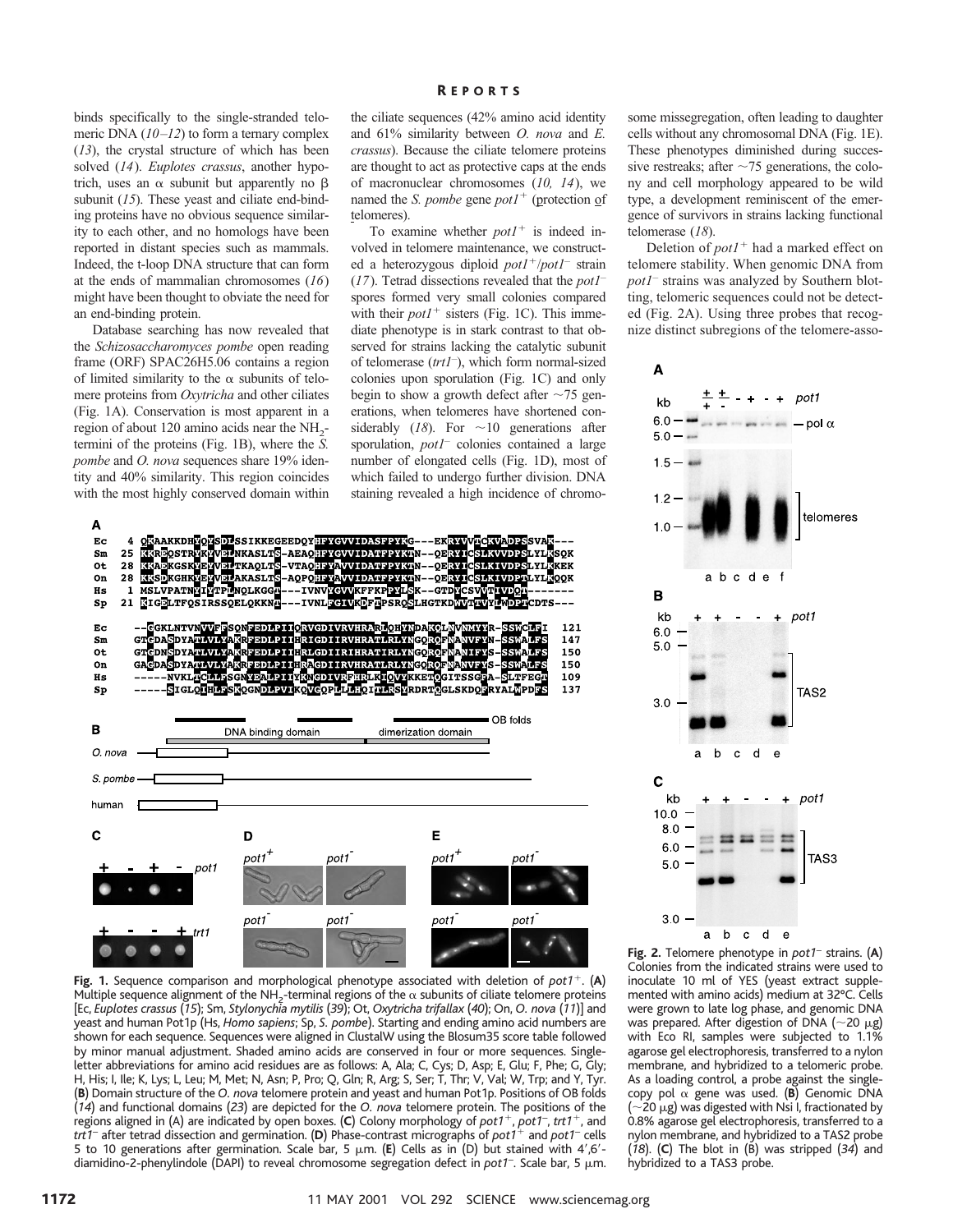binds specifically to the single-stranded telomeric DNA (*10–12*) to form a ternary complex (*13*), the crystal structure of which has been solved (*14*). *Euplotes crassus*, another hypotrich, uses an α subunit but apparently no β subunit (*15*). These yeast and ciliate end-binding proteins have no obvious sequence similarity to each other, and no homologs have been reported in distant species such as mammals. Indeed, the t-loop DNA structure that can form at the ends of mammalian chromosomes (*16*) might have been thought to obviate the need for an end-binding protein.

Database searching has now revealed that the *Schizosaccharomyces pombe* open reading frame (ORF) SPAC26H5.06 contains a region of limited similarity to the α subunits of telomere proteins from *Oxytricha* and other ciliates (Fig. 1A). Conservation is most apparent in a region of about 120 amino acids near the $NH_2$-termini of the proteins (Fig. 1B), where the *S. pombe* and *O. nova* sequences share 19% identity and 40% similarity. This region coincides with the most highly conserved domain within the ciliate sequences (42% amino acid identity and 61% similarity between *O. nova* and *E. crassus*). Because the ciliate telomere proteins are thought to act as protective caps at the ends of macronuclear chromosomes (*10, 14*), we named the *S. pombe* gene *pot1*$^+$ (protection of telomeres).

To examine whether *pot1*$^+$ is indeed involved in telomere maintenance, we constructed a heterozygous diploid *pot1*$^+$/*pot1*$^-$ strain (*17*). Tetrad dissections revealed that the *pot1*$^-$ spores formed very small colonies compared with their *pot1*$^+$ sisters (Fig. 1C). This immediate phenotype is in stark contrast to that observed for strains lacking the catalytic subunit of telomerase (*trt1*$^-$), which form normal-sized colonies upon sporulation (Fig. 1C) and only begin to show a growth defect after ~75 generations, when telomeres have shortened considerably (*18*). For ~10 generations after sporulation, *pot1*$^-$ colonies contained a large number of elongated cells (Fig. 1D), most of which failed to undergo further division. DNA staining revealed a high incidence of chromosome missegregation, often leading to daughter cells without any chromosomal DNA (Fig. 1E). These phenotypes diminished during successive restreaks; after ~75 generations, the colony and cell morphology appeared to be wild type, a development reminiscent of the emergence of survivors in strains lacking functional telomerase (*18*).

Deletion of *pot1*$^+$ had a marked effect on telomere stability. When genomic DNA from *pot1*$^-$ strains was analyzed by Southern blotting, telomeric sequences could not be detected (Fig. 2A). Using three probes that recognize distinct subregions of the telomere-asso-

**Fig. 1.** Sequence comparison and morphological phenotype associated with deletion of *pot1*$^+$. (**A**) Multiple sequence alignment of the $NH_2$-terminal regions of the α subunits of ciliate telomere proteins [Ec, *Euplotes crassus* (*15*); Sm, *Stylonychia mytilis* (*39*); Ot, *Oxytricha trifallax* (*40*); On, *O. nova* (*11*)] and yeast and human Pot1p (Hs, *Homo sapiens*; Sp, *S. pombe*). Starting and ending amino acid numbers are shown for each sequence. Sequences were aligned in ClustalW using the Blosum35 score table followed by minor manual adjustment. Shaded amino acids are conserved in four or more sequences. Single-letter abbreviations for amino acid residues are as follows: A, Ala; C, Cys; D, Asp; E, Glu; F, Phe; G, Gly; H, His; I, Ile; K, Lys; L, Leu; M, Met; N, Asn; P, Pro; Q, Gln; R, Arg; S, Ser; T, Thr; V, Val; W, Trp; and Y, Tyr. (**B**) Domain structure of the *O. nova* telomere protein and yeast and human Pot1p. Positions of OB folds (*14*) and functional domains (*23*) are depicted for the *O. nova* telomere protein. The positions of the regions aligned in (A) are indicated by open boxes. (**C**) Colony morphology of *pot1*$^+$, *pot1*$^-$, *trt1*$^+$, and *trt1*$^-$ after tetrad dissection and germination. (**D**) Phase-contrast micrographs of *pot1*$^+$ and *pot1*$^-$ cells 5 to 10 generations after germination. Scale bar, 5 μm. (**E**) Cells as in (D) but stained with 4′,6′-diamidino-2-phenylindole (DAPI) to reveal chromosome segregation defect in *pot1*$^-$. Scale bar, 5 μm.

**Fig. 2.** Telomere phenotype in *pot1*$^-$ strains. (**A**) Colonies from the indicated strains were used to inoculate 10 ml of YES (yeast extract supplemented with amino acids) medium at 32°C. Cells were grown to late log phase, and genomic DNA was prepared. After digestion of DNA (~20 μg) with Eco RI, samples were subjected to 1.1% agarose gel electrophoresis, transferred to a nylon membrane, and hybridized to a telomeric probe. As a loading control, a probe against the single-copy pol α gene was used. (**B**) Genomic DNA (~20 μg) was digested with Nsi I, fractionated by 0.8% agarose gel electrophoresis, transferred to a nylon membrane, and hybridized to a TAS2 probe (*18*). (**C**) The blot in (B) was stripped (*34*) and hybridized to a TAS3 probe.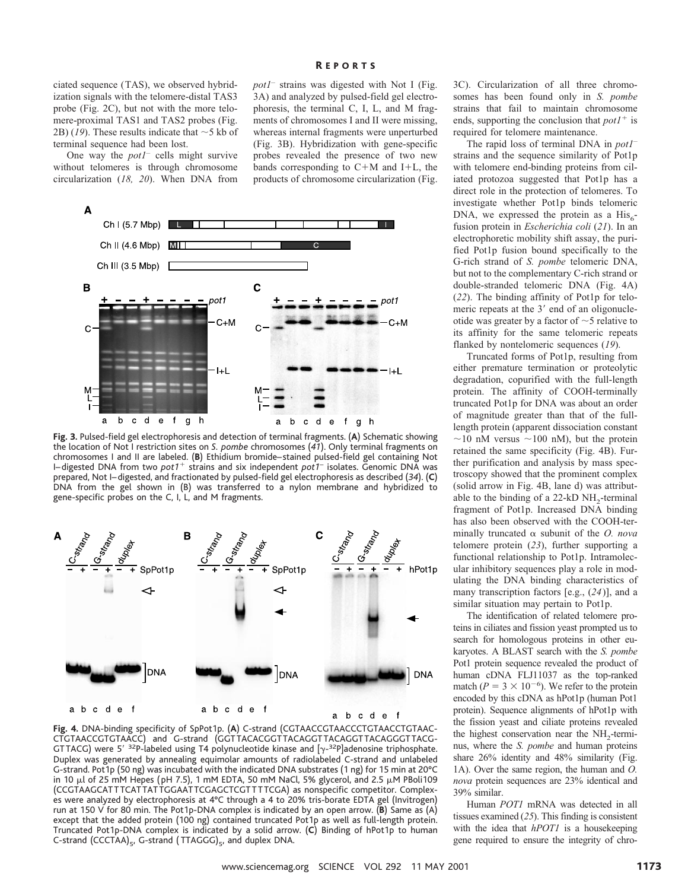ciated sequence (TAS), we observed hybridization signals with the telomere-distal TAS3 probe (Fig. 2C), but not with the more telomere-proximal TAS1 and TAS2 probes (Fig. 2B) (*19*). These results indicate that ~5 kb of terminal sequence had been lost.

One way the *pot1*⁻ cells might survive without telomeres is through chromosome circularization (*18, 20*). When DNA from *pot1*⁻ strains was digested with Not I (Fig. 3A) and analyzed by pulsed-field gel electrophoresis, the terminal C, I, L, and M fragments of chromosomes I and II were missing, whereas internal fragments were unperturbed (Fig. 3B). Hybridization with gene-specific probes revealed the presence of two new bands corresponding to C+M and I+L, the products of chromosome circularization (Fig. 3C). Circularization of all three chromosomes has been found only in *S. pombe* strains that fail to maintain chromosome ends, supporting the conclusion that *pot1*⁺ is required for telomere maintenance.

**Fig. 3.** Pulsed-field gel electrophoresis and detection of terminal fragments. (**A**) Schematic showing the location of Not I restriction sites on *S. pombe* chromosomes (*41*). Only terminal fragments on chromosomes I and II are labeled. (**B**) Ethidium bromide–stained pulsed-field gel containing Not I–digested DNA from two *pot1*⁺ strains and six independent *pot1*⁻ isolates. Genomic DNA was prepared, Not I–digested, and fractionated by pulsed-field gel electrophoresis as described (*34*). (**C**) DNA from the gel shown in (B) was transferred to a nylon membrane and hybridized to gene-specific probes on the C, I, L, and M fragments.

The rapid loss of terminal DNA in *pot1*⁻ strains and the sequence similarity of Pot1p with telomere end-binding proteins from ciliated protozoa suggested that Pot1p has a direct role in the protection of telomeres. To investigate whether Pot1p binds telomeric DNA, we expressed the protein as a $His_6$-fusion protein in *Escherichia coli* (*21*). In an electrophoretic mobility shift assay, the purified Pot1p fusion bound specifically to the G-rich strand of *S. pombe* telomeric DNA, but not to the complementary C-rich strand or double-stranded telomeric DNA (Fig. 4A) (*22*). The binding affinity of Pot1p for telomeric repeats at the 3′ end of an oligonucleotide was greater by a factor of ~5 relative to its affinity for the same telomeric repeats flanked by nontelomeric sequences (*19*).

Truncated forms of Pot1p, resulting from either premature termination or proteolytic degradation, copurified with the full-length protein. The affinity of COOH-terminally truncated Pot1p for DNA was about an order of magnitude greater than that of the full-length protein (apparent dissociation constant ~10 nM versus ~100 nM), but the protein retained the same specificity (Fig. 4B). Further purification and analysis by mass spectroscopy showed that the prominent complex (solid arrow in Fig. 4B, lane d) was attributable to the binding of a 22-kD $NH_2$-terminal fragment of Pot1p. Increased DNA binding has also been observed with the COOH-terminally truncated α subunit of the *O. nova* telomere protein (*23*), further supporting a functional relationship to Pot1p. Intramolecular inhibitory sequences play a role in modulating the DNA binding characteristics of many transcription factors [e.g., (*24*)], and a similar situation may pertain to Pot1p.

The identification of related telomere proteins in ciliates and fission yeast prompted us to search for homologous proteins in other eukaryotes. A BLAST search with the *S. pombe* Pot1 protein sequence revealed the product of human cDNA FLJ11037 as the top-ranked match ($P = 3 \times 10^{-6}$). We refer to the protein encoded by this cDNA as hPot1p (human Pot1 protein). Sequence alignments of hPot1p with the fission yeast and ciliate proteins revealed the highest conservation near the $NH_2$-terminus, where the *S. pombe* and human proteins share 26% identity and 48% similarity (Fig. 1A). Over the same region, the human and *O. nova* protein sequences are 23% identical and 39% similar.

Human *POT1* mRNA was detected in all tissues examined (*25*). This finding is consistent with the idea that *hPOT1* is a housekeeping gene required to ensure the integrity of chro-

**Fig. 4.** DNA-binding specificity of SpPot1p. (**A**) C-strand (CGTAACCGTAACCCTGTAACCTGTAACCTGTAACCGTGTAACC) and G-strand (GGTTACACGGTTACAGGTTACAGGTTACAGGGTTACGGTTACG) were 5′ $^{32}P$-labeled using T4 polynucleotide kinase and [$\gamma$-$^{32}P$]adenosine triphosphate. Duplex was generated by annealing equimolar amounts of radiolabeled C-strand and unlabeled G-strand. Pot1p (50 ng) was incubated with the indicated DNA substrates (1 ng) for 15 min at 20°C in 10 μl of 25 mM Hepes (pH 7.5), 1 mM EDTA, 50 mM NaCl, 5% glycerol, and 2.5 μM PBoli109 (CCGTAAGCATTCATTATTGGAATTCGAGCTCGTTTTCGA) as nonspecific competitor. Complexes were analyzed by electrophoresis at 4°C through a 4 to 20% tris-borate EDTA gel (Invitrogen) run at 150 V for 80 min. The Pot1p-DNA complex is indicated by an open arrow. (**B**) Same as (A) except that the added protein (100 ng) contained truncated Pot1p as well as full-length protein. Truncated Pot1p-DNA complex is indicated by a solid arrow. (**C**) Binding of hPot1p to human C-strand $(CCCTAA)_5$, G-strand $(TTAGGG)_5$, and duplex DNA.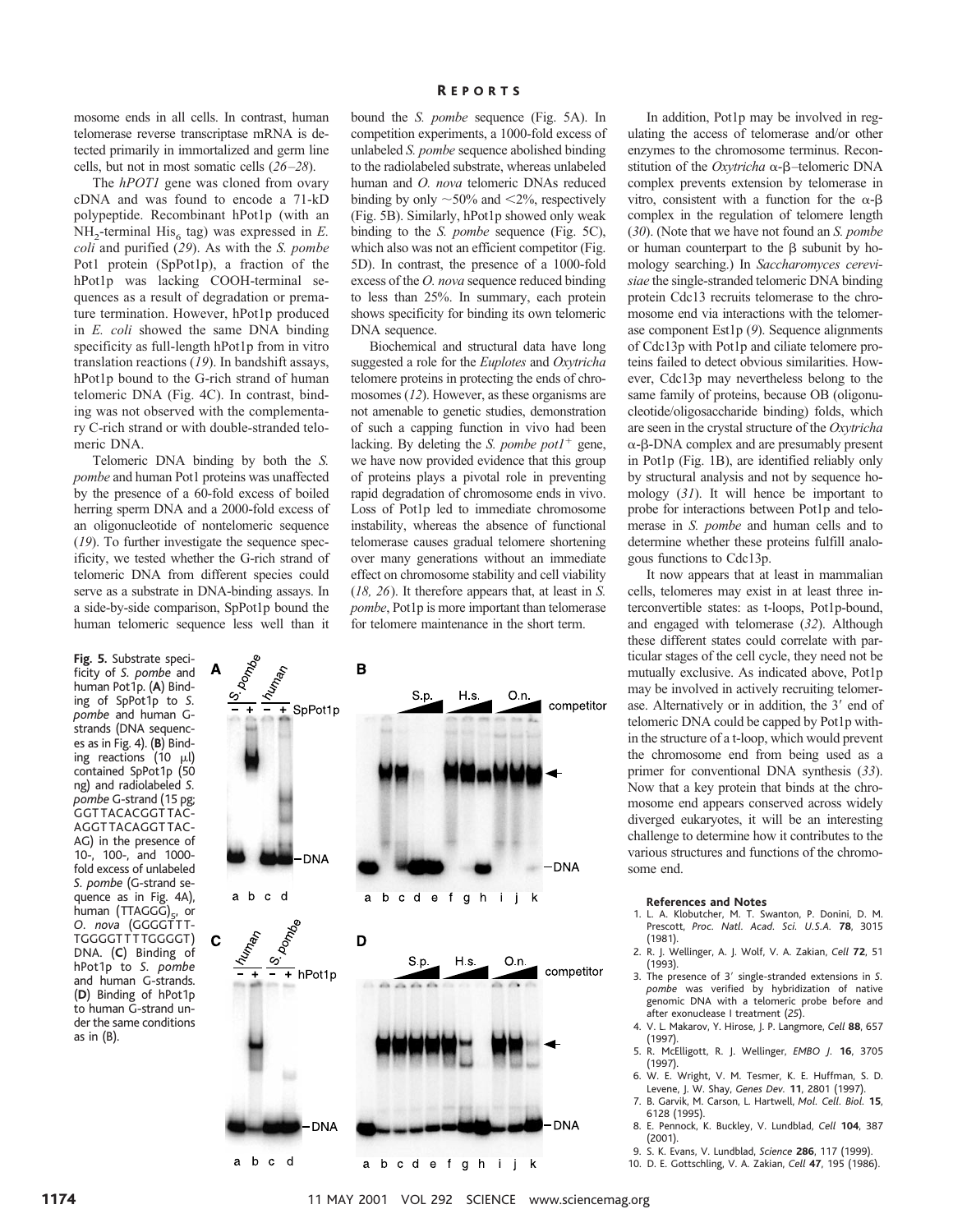mosome ends in all cells. In contrast, human telomerase reverse transcriptase mRNA is detected primarily in immortalized and germ line cells, but not in most somatic cells (*26–28*).

The *hPOT1* gene was cloned from ovary cDNA and was found to encode a 71-kD polypeptide. Recombinant hPot1p (with an $NH_2$-terminal $His_6$ tag) was expressed in *E. coli* and purified (*29*). As with the *S. pombe* Pot1 protein (SpPot1p), a fraction of the hPot1p was lacking COOH-terminal sequences as a result of degradation or premature termination. However, hPot1p produced in *E. coli* showed the same DNA binding specificity as full-length hPot1p from in vitro translation reactions (*19*). In bandshift assays, hPot1p bound to the G-rich strand of human telomeric DNA (Fig. 4C). In contrast, binding was not observed with the complementary C-rich strand or with double-stranded telomeric DNA.

Telomeric DNA binding by both the *S. pombe* and human Pot1 proteins was unaffected by the presence of a 60-fold excess of boiled herring sperm DNA and a 2000-fold excess of an oligonucleotide of nontelomeric sequence (*19*). To further investigate the sequence specificity, we tested whether the G-rich strand of telomeric DNA from different species could serve as a substrate in DNA-binding assays. In a side-by-side comparison, SpPot1p bound the human telomeric sequence less well than it bound the *S. pombe* sequence (Fig. 5A). In competition experiments, a 1000-fold excess of unlabeled *S. pombe* sequence abolished binding to the radiolabeled substrate, whereas unlabeled human and *O. nova* telomeric DNAs reduced binding by only ~50% and <2%, respectively (Fig. 5B). Similarly, hPot1p showed only weak binding to the *S. pombe* sequence (Fig. 5C), which also was not an efficient competitor (Fig. 5D). In contrast, the presence of a 1000-fold excess of the *O. nova* sequence reduced binding to less than 25%. In summary, each protein shows specificity for binding its own telomeric DNA sequence.

Biochemical and structural data have long suggested a role for the *Euplotes* and *Oxytricha* telomere proteins in protecting the ends of chromosomes (*12*). However, as these organisms are not amenable to genetic studies, demonstration of such a capping function in vivo had been lacking. By deleting the *S. pombe pot1*$^{+}$ gene, we have now provided evidence that this group of proteins plays a pivotal role in preventing rapid degradation of chromosome ends in vivo. Loss of Pot1p led to immediate chromosome instability, whereas the absence of functional telomerase causes gradual telomere shortening over many generations without an immediate effect on chromosome stability and cell viability (*18, 26*). It therefore appears that, at least in *S. pombe*, Pot1p is more important than telomerase for telomere maintenance in the short term.

In addition, Pot1p may be involved in regulating the access of telomerase and/or other enzymes to the chromosome terminus. Reconstitution of the *Oxytricha* α-β–telomeric DNA complex prevents extension by telomerase in vitro, consistent with a function for the α-β complex in the regulation of telomere length (*30*). (Note that we have not found an *S. pombe* or human counterpart to the β subunit by homology searching.) In *Saccharomyces cerevisiae* the single-stranded telomeric DNA binding protein Cdc13 recruits telomerase to the chromosome end via interactions with the telomerase component Est1p (*9*). Sequence alignments of Cdc13p with Pot1p and ciliate telomere proteins failed to detect obvious similarities. However, Cdc13p may nevertheless belong to the same family of proteins, because OB (oligonucleotide/oligosaccharide binding) folds, which are seen in the crystal structure of the *Oxytricha* α-β-DNA complex and are presumably present in Pot1p (Fig. 1B), are identified reliably only by structural analysis and not by sequence homology (*31*). It will hence be important to probe for interactions between Pot1p and telomerase in *S. pombe* and human cells and to determine whether these proteins fulfill analogous functions to Cdc13p.

It now appears that at least in mammalian cells, telomeres may exist in at least three interconvertible states: as t-loops, Pot1p-bound, and engaged with telomerase (*32*). Although these different states could correlate with particular stages of the cell cycle, they need not be mutually exclusive. As indicated above, Pot1p may be involved in actively recruiting telomerase. Alternatively or in addition, the 3′ end of telomeric DNA could be capped by Pot1p within the structure of a t-loop, which would prevent the chromosome end from being used as a primer for conventional DNA synthesis (*33*). Now that a key protein that binds at the chromosome end appears conserved across widely diverged eukaryotes, it will be an interesting challenge to determine how it contributes to the various structures and functions of the chromosome end.

**Fig. 5.** Substrate specificity of *S. pombe* and human Pot1p. (**A**) Binding of SpPot1p to *S. pombe* and human G-strands (DNA sequences as in Fig. 4). (**B**) Binding reactions (10 μl) contained SpPot1p (50 ng) and radiolabeled *S. pombe* G-strand (15 pg; GGTTACACGGTTAC-AGGTTACAGGTTAC-AG) in the presence of 10-, 100-, and 1000-fold excess of unlabeled *S. pombe* (G-strand sequence as in Fig. 4A), human $(TTAGGG)_5$, or *O. nova* (GGGGTTT-TGGGGTTTTGGGGT) DNA. (**C**) Binding of hPot1p to *S. pombe* and human G-strands. (**D**) Binding of hPot1p to human G-strand under the same conditions as in (B).

### References and Notes

1. L. A. Klobutcher, M. T. Swanton, P. Donini, D. M. Prescott, *Proc. Natl. Acad. Sci. U.S.A.* **78**, 3015 (1981).
2. R. J. Wellinger, A. J. Wolf, V. A. Zakian, *Cell* **72**, 51 (1993).
3. The presence of 3′ single-stranded extensions in *S. pombe* was verified by hybridization of native genomic DNA with a telomeric probe before and after exonuclease I treatment (*25*).
4. V. L. Makarov, Y. Hirose, J. P. Langmore, *Cell* **88**, 657 (1997).
5. R. McElligott, R. J. Wellinger, *EMBO J.* **16**, 3705 (1997).
6. W. E. Wright, V. M. Tesmer, K. E. Huffman, S. D. Levene, J. W. Shay, *Genes Dev.* **11**, 2801 (1997).
7. B. Garvik, M. Carson, L. Hartwell, *Mol. Cell. Biol.* **15**, 6128 (1995).
8. E. Pennock, K. Buckley, V. Lundblad, *Cell* **104**, 387 (2001).
9. S. K. Evans, V. Lundblad, *Science* **286**, 117 (1999).
10. D. E. Gottschling, V. A. Zakian, *Cell* **47**, 195 (1986).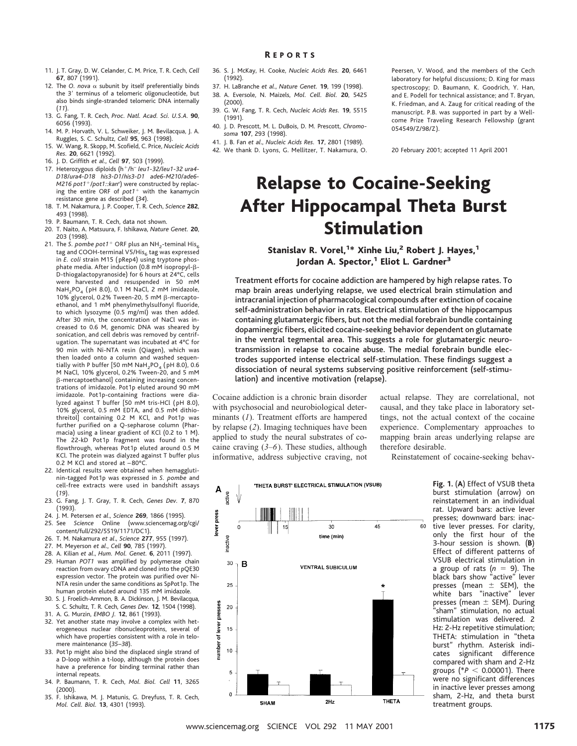11. J. T. Gray, D. W. Celander, C. M. Price, T. R. Cech, *Cell* **67**, 807 (1991).
12. The *O. nova* α subunit by itself preferentially binds the 3′ terminus of a telomeric oligonucleotide, but also binds single-stranded telomeric DNA internally (*11*).
13. G. Fang, T. R. Cech, *Proc. Natl. Acad. Sci. U.S.A.* **90**, 6056 (1993).
14. M. P. Horvath, V. L. Schweiker, J. M. Bevilacqua, J. A. Ruggles, S. C. Schultz, *Cell* **95**, 963 (1998).
15. W. Wang, R. Skopp, M. Scofield, C. Price, *Nucleic Acids Res.* **20**, 6621 (1992).
16. J. D. Griffith *et al.*, *Cell* **97**, 503 (1999).
17. Heterozygous diploids ($h^+/h^-$ *leu1-32/leu1-32 ura4-D18/ura4-D18 his3-D1/his3-D1 ade6-M210/ade6-M216 pot1*$^+$*/pot1::kan*$^r$) were constructed by replacing the entire ORF of *pot1*$^+$ with the kanamycin resistance gene as described (*34*).
18. T. M. Nakamura, J. P. Cooper, T. R. Cech, *Science* **282**, 493 (1998).
19. P. Baumann, T. R. Cech, data not shown.
20. T. Naito, A. Matsuura, F. Ishikawa, *Nature Genet.* **20**, 203 (1998).
21. The *S. pombe pot1*$^+$ ORF plus an $NH_2$-terminal $His_6$ tag and COOH-terminal V5/$His_6$ tag was expressed in *E. coli* strain M15 (pRep4) using tryptone phosphate media. After induction (0.8 mM isopropyl-β-D-thiogalactopyranoside) for 6 hours at 24°C, cells were harvested and resuspended in 50 mM $NaH_2PO_4$ (pH 8.0), 0.1 M NaCl, 2 mM imidazole, 10% glycerol, 0.2% Tween-20, 5 mM β-mercaptoethanol, and 1 mM phenylmethylsulfonyl fluoride, to which lysozyme (0.5 mg/ml) was then added. After 30 min, the concentration of NaCl was increased to 0.6 M, genomic DNA was sheared by sonication, and cell debris was removed by centrifugation. The supernatant was incubated at 4°C for 90 min with Ni-NTA resin (Qiagen), which was then loaded onto a column and washed sequentially with P buffer [50 mM $NaH_2PO_4$ (pH 8.0), 0.6 M NaCl, 10% glycerol, 0.2% Tween-20, and 5 mM β-mercaptoethanol] containing increasing concentrations of imidazole. Pot1p eluted around 90 mM imidazole. Pot1p-containing fractions were dialyzed against T buffer [50 mM tris-HCl (pH 8.0), 10% glycerol, 0.5 mM EDTA, and 0.5 mM dithiothreitol] containing 0.2 M KCl, and Pot1p was further purified on a Q-sepharose column (Pharmacia) using a linear gradient of KCl (0.2 to 1 M). The 22-kD Pot1p fragment was found in the flowthrough, whereas Pot1p eluted around 0.5 M KCl. The protein was dialyzed against T buffer plus 0.2 M KCl and stored at −80°C.
22. Identical results were obtained when hemagglutinin-tagged Pot1p was expressed in *S. pombe* and cell-free extracts were used in bandshift assays (*19*).
23. G. Fang, J. T. Gray, T. R. Cech, *Genes Dev.* **7**, 870 (1993).
24. J. M. Petersen *et al.*, *Science* **269**, 1866 (1995).
25. See *Science* Online (www.sciencemag.org/cgi/content/full/292/5519/1171/DC1).
26. T. M. Nakamura *et al.*, *Science* **277**, 955 (1997).
27. M. Meyerson *et al.*, *Cell* **90**, 785 (1997).
28. A. Kilian *et al.*, *Hum. Mol. Genet.* **6**, 2011 (1997).
29. Human *POT1* was amplified by polymerase chain reaction from ovary cDNA and cloned into the pQE30 expression vector. The protein was purified over Ni-NTA resin under the same conditions as SpPot1p. The human protein eluted around 135 mM imidazole.
30. S. J. Froelich-Ammon, B. A. Dickinson, J. M. Bevilacqua, S. C. Schultz, T. R. Cech, *Genes Dev.* **12**, 1504 (1998).
31. A. G. Murzin, *EMBO J.* **12**, 861 (1993).
32. Yet another state may involve a complex with heterogeneous nuclear ribonucleoproteins, several of which have properties consistent with a role in telomere maintenance (*35–38*).
33. Pot1p might also bind the displaced single strand of a D-loop within a t-loop, although the protein does have a preference for binding terminal rather than internal repeats.
34. P. Baumann, T. R. Cech, *Mol. Biol. Cell* **11**, 3265 (2000).
35. F. Ishikawa, M. J. Matunis, G. Dreyfuss, T. R. Cech, *Mol. Cell. Biol.* **13**, 4301 (1993).
36. S. J. McKay, H. Cooke, *Nucleic Acids Res.* **20**, 6461 (1992).
37. H. LaBranche *et al.*, *Nature Genet.* **19**, 199 (1998).
38. A. Eversole, N. Maizels, *Mol. Cell. Biol.* **20**, 5425 (2000).
39. G. W. Fang, T. R. Cech, *Nucleic Acids Res.* **19**, 5515 (1991).
40. J. D. Prescott, M. L. DuBois, D. M. Prescott, *Chromosoma* **107**, 293 (1998).
41. J. B. Fan *et al.*, *Nucleic Acids Res.* **17**, 2801 (1989).
42. We thank D. Lyons, G. Mellitzer, T. Nakamura, O. Peersen, V. Wood, and the members of the Cech laboratory for helpful discussions; D. King for mass spectroscopy; D. Baumann, K. Goodrich, Y. Han, and E. Podell for technical assistance; and T. Bryan, K. Friedman, and A. Zaug for critical reading of the manuscript. P.B. was supported in part by a Wellcome Prize Traveling Research Fellowship (grant 054549/Z/98/Z).

20 February 2001; accepted 11 April 2001

# Relapse to Cocaine-Seeking After Hippocampal Theta Burst Stimulation

**Stanislav R. Vorel,[1]* Xinhe Liu,[2] Robert J. Hayes,[1] Jordan A. Spector,[1] Eliot L. Gardner[3]**

**Treatment efforts for cocaine addiction are hampered by high relapse rates. To map brain areas underlying relapse, we used electrical brain stimulation and intracranial injection of pharmacological compounds after extinction of cocaine self-administration behavior in rats. Electrical stimulation of the hippocampus containing glutamatergic fibers, but not the medial forebrain bundle containing dopaminergic fibers, elicited cocaine-seeking behavior dependent on glutamate in the ventral tegmental area. This suggests a role for glutamatergic neurotransmission in relapse to cocaine abuse. The medial forebrain bundle electrodes supported intense electrical self-stimulation. These findings suggest a dissociation of neural systems subserving positive reinforcement (self-stimulation) and incentive motivation (relapse).**

Cocaine addiction is a chronic brain disorder with psychosocial and neurobiological determinants (*1*). Treatment efforts are hampered by relapse (*2*). Imaging techniques have been applied to study the neural substrates of cocaine craving (*3–6*). These studies, although informative, address subjective craving, not actual relapse. They are correlational, not causal, and they take place in laboratory settings, not the actual context of the cocaine experience. Complementary approaches to mapping brain areas underlying relapse are therefore desirable.

Reinstatement of cocaine-seeking behav-

A
'THETA BURST' ELECTRICAL STIMULATION (VSUB)
active
lever press
inactive
0
15
30
45
60
time (min)

B
VENTRAL SUBICULUM
number of lever presses
0
5
10
15
20
25
30
*
SHAM
2Hz
THETA

**Fig. 1.** (**A**) Effect of VSUB theta burst stimulation (arrow) on reinstatement in an individual rat. Upward bars: active lever presses; downward bars: inactive lever presses. For clarity, only the first hour of the 3-hour session is shown. (**B**) Effect of different patterns of VSUB electrical stimulation in a group of rats ($n = 9$). The black bars show "active" lever presses (mean ± SEM), the white bars "inactive" lever presses (mean ± SEM). During "sham" stimulation, no actual stimulation was delivered. 2 Hz: 2-Hz repetitive stimulation; THETA: stimulation in "theta burst" rhythm. Asterisk indicates significant difference compared with sham and 2-Hz groups (\*$P < 0.00001$). There were no significant differences in inactive lever presses among sham, 2-Hz, and theta burst treatment groups.